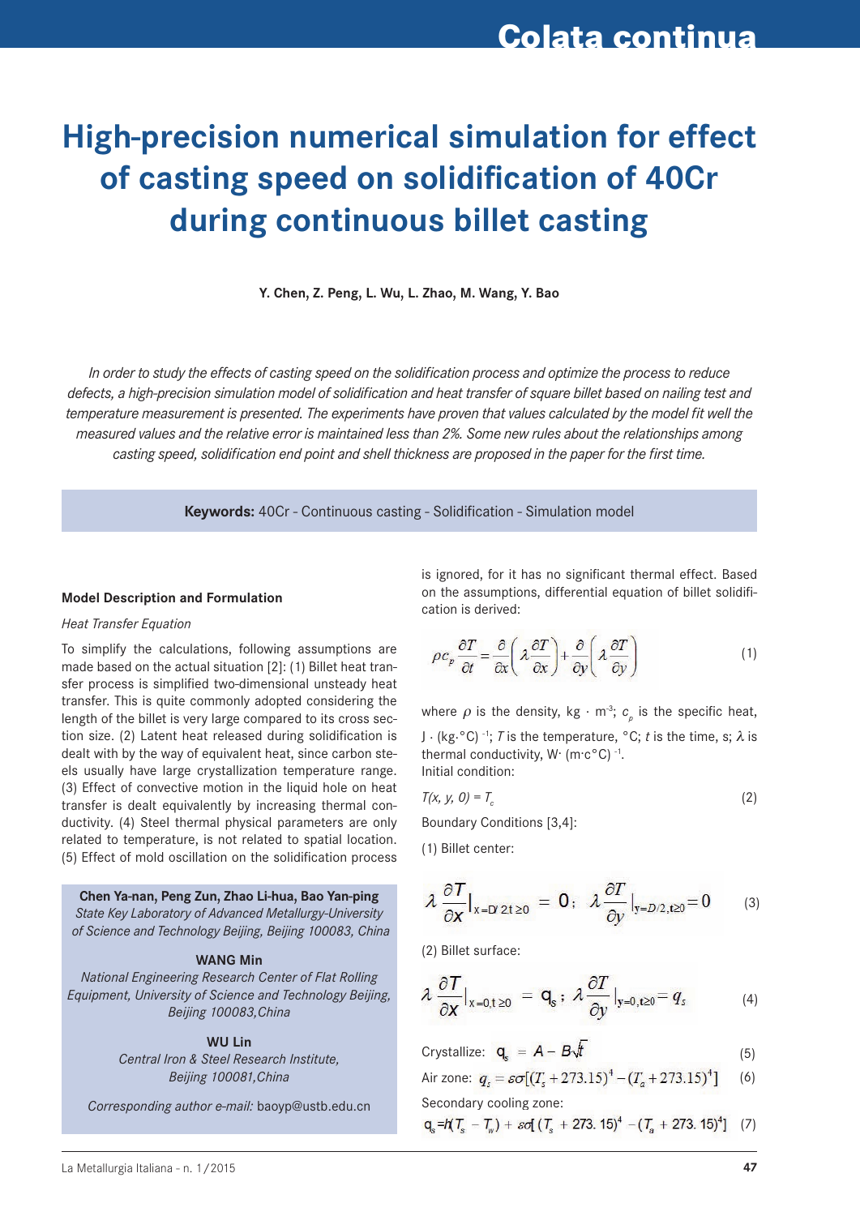# High-precision numerical simulation for effect of casting speed on solidification of 40Cr during continuous billet casting

**Y. Chen, Z. Peng, L. Wu, L. Zhao, M. Wang, Y. Bao**

*In order to study the effects of casting speed on the solidification process and optimize the process to reduce defects, a high-precision simulation model of solidification and heat transfer of square billet based on nailing test and temperature measurement is presented. The experiments have proven that values calculated by the model fit well the measured values and the relative error is maintained less than 2%. Some new rules about the relationships among casting speed, solidification end point and shell thickness are proposed in the paper for the first time.*

**Keywords:** 40Cr - Continuous casting - Solidification - Simulation model

**Chen Ya-nan, Peng Zun, Zhao Li-hua, Bao Yan-ping**
*State Key Laboratory of Advanced Metallurgy-University of Science and Technology Beijing, Beijing 100083, China*

**WANG Min**
*National Engineering Research Center of Flat Rolling Equipment, University of Science and Technology Beijing, Beijing 100083,China*

**WU Lin**
*Central Iron & Steel Research Institute, Beijing 100081,China*

*Corresponding author e-mail:* baoyp@ustb.edu.cn

### Model Description and Formulation

*Heat Transfer Equation*

To simplify the calculations, following assumptions are made based on the actual situation [2]: (1) Billet heat transfer process is simplified two-dimensional unsteady heat transfer. This is quite commonly adopted considering the length of the billet is very large compared to its cross section size. (2) Latent heat released during solidification is dealt with by the way of equivalent heat, since carbon steels usually have large crystallization temperature range. (3) Effect of convective motion in the liquid hole on heat transfer is dealt equivalently by increasing thermal conductivity. (4) Steel thermal physical parameters are only related to temperature, is not related to spatial location. (5) Effect of mold oscillation on the solidification process is ignored, for it has no significant thermal effect. Based on the assumptions, differential equation of billet solidification is derived:

$$\rho c_p \frac{\partial T}{\partial t} = \frac{\partial}{\partial x}\left(\lambda \frac{\partial T}{\partial x}\right) + \frac{\partial}{\partial y}\left(\lambda \frac{\partial T}{\partial y}\right) \tag{1}$$

where $\rho$ is the density, kg · m$^{-3}$; $c_p$ is the specific heat, J · (kg·°C)$^{-1}$; $T$ is the temperature, °C; $t$ is the time, s; $\lambda$ is thermal conductivity, W· (m·c°C)$^{-1}$.

Initial condition:

$$T(x, y, 0) = T_c \tag{2}$$

Boundary Conditions [3,4]:

(1) Billet center:

$$\lambda \frac{\partial T}{\partial x}\Big|_{x=D/2,t\geq 0} = 0;\quad \lambda \frac{\partial T}{\partial y}\Big|_{y=D/2,t\geq 0} = 0 \tag{3}$$

(2) Billet surface:

$$\lambda \frac{\partial T}{\partial x}\Big|_{x=0,t\geq 0} = q_s;\quad \lambda \frac{\partial T}{\partial y}\Big|_{y=0,t\geq 0} = q_s \tag{4}$$

Crystallize: $$q_s = A - B\sqrt{t} \tag{5}$$

Air zone: $$q_s = \varepsilon\sigma[(T_s + 273.15)^4 - (T_a + 273.15)^4] \tag{6}$$

Secondary cooling zone:

$$q_s = h(T_s - T_w) + \varepsilon\sigma[(T_s + 273.15)^4 - (T_a + 273.15)^4] \tag{7}$$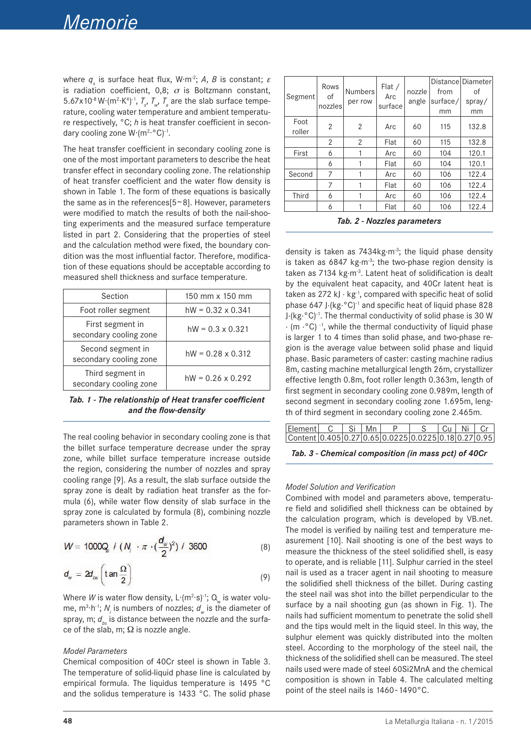where $q_s$ is surface heat flux, W·m$^{-2}$; $A$, $B$ is constant; $\varepsilon$ is radiation coefficient, 0,8; $\sigma$ is Boltzmann constant, 5.67x10$^{-8}$ W·(m$^2$·K$^4$)$^{-1}$, $T_s$, $T_w$, $T_a$ are the slab surface temperature, cooling water temperature and ambient temperature respectively, °C; $h$ is heat transfer coefficient in secondary cooling zone W·(m$^2$·°C)$^{-1}$.

The heat transfer coefficient in secondary cooling zone is one of the most important parameters to describe the heat transfer effect in secondary cooling zone. The relationship of heat transfer coefficient and the water flow density is shown in Table 1. The form of these equations is basically the same as in the references[5~8]. However, parameters were modified to match the results of both the nail-shooting experiments and the measured surface temperature listed in part 2. Considering that the properties of steel and the calculation method were fixed, the boundary condition was the most influential factor. Therefore, modification of these equations should be acceptable according to measured shell thickness and surface temperature.

| Section | 150 mm x 150 mm |
|---|---|
| Foot roller segment | hW = 0.32 x 0.341 |
| First segment in secondary cooling zone | hW = 0.3 x 0.321 |
| Second segment in secondary cooling zone | hW = 0.28 x 0.312 |
| Third segment in secondary cooling zone | hW = 0.26 x 0.292 |

***Tab. 1 - The relationship of Heat transfer coefficient and the flow-density***

The real cooling behavior in secondary cooling zone is that the billet surface temperature decrease under the spray zone, while billet surface temperature increase outside the region, considering the number of nozzles and spray cooling range [9]. As a result, the slab surface outside the spray zone is dealt by radiation heat transfer as the formula (6), while water flow density of slab surface in the spray zone is calculated by formula (8), combining nozzle parameters shown in Table 2.

$$W = 1000Q_w \;/\; (N_j \cdot \pi \cdot (\frac{d_w}{2})^2) \;/\; 3600 \tag{8}$$

$$d_w = 2d_{bs}\left(\tan\frac{\Omega}{2}\right) \tag{9}$$

Where $W$ is water flow density, L·(m$^2$·s)$^{-1}$; $Q_w$ is water volume, m$^3$·h$^{-1}$; $N_j$ is numbers of nozzles; $d_w$ is the diameter of spray, m; $d_{bs}$ is distance between the nozzle and the surface of the slab, m; Ω is nozzle angle.

*Model Parameters*

Chemical composition of 40Cr steel is shown in Table 3. The temperature of solid-liquid phase line is calculated by empirical formula. The liquidus temperature is 1495 °C and the solidus temperature is 1433 °C. The solid phase

| Segment | Rows of nozzles | Numbers per row | Flat / Arc surface | nozzle angle | Distance from surface/ mm | Diameter of spray/ mm |
|---|---|---|---|---|---|---|
| Foot roller | 2 | 2 | Arc | 60 | 115 | 132.8 |
| | 2 | 2 | Flat | 60 | 115 | 132.8 |
| First | 6 | 1 | Arc | 60 | 104 | 120.1 |
| | 6 | 1 | Flat | 60 | 104 | 120.1 |
| Second | 7 | 1 | Arc | 60 | 106 | 122.4 |
| | 7 | 1 | Flat | 60 | 106 | 122.4 |
| Third | 6 | 1 | Arc | 60 | 106 | 122.4 |
| | 6 | 1 | Flat | 60 | 106 | 122.4 |

***Tab. 2 - Nozzles parameters***

density is taken as 7434kg·m$^{-3}$; the liquid phase density is taken as 6847 kg·m$^{-3}$; the two-phase region density is taken as 7134 kg·m$^{-3}$. Latent heat of solidification is dealt by the equivalent heat capacity, and 40Cr latent heat is taken as 272 kJ · kg$^{-1}$, compared with specific heat of solid phase 647 J·(kg·°C)$^{-1}$ and specific heat of liquid phase 828 J·(kg·°C)$^{-1}$. The thermal conductivity of solid phase is 30 W · (m ·°C) $^{-1}$, while the thermal conductivity of liquid phase is larger 1 to 4 times than solid phase, and two-phase region is the average value between solid phase and liquid phase. Basic parameters of caster: casting machine radius 8m, casting machine metallurgical length 26m, crystallizer effective length 0.8m, foot roller length 0.363m, length of first segment in secondary cooling zone 0.989m, length of second segment in secondary cooling zone 1.695m, length of third segment in secondary cooling zone 2.465m.

| Element | C | Si | Mn | P | S | Cu | Ni | Cr |
|---|---|---|---|---|---|---|---|---|
| Content | 0.405 | 0.27 | 0.65 | 0.0225 | 0.0225 | 0.18 | 0.27 | 0.95 |

***Tab. 3 - Chemical composition (in mass pct) of 40Cr***

*Model Solution and Verification*

Combined with model and parameters above, temperature field and solidified shell thickness can be obtained by the calculation program, which is developed by VB.net. The model is verified by nailing test and temperature measurement [10]. Nail shooting is one of the best ways to measure the thickness of the steel solidified shell, is easy to operate, and is reliable [11]. Sulphur carried in the steel nail is used as a tracer agent in nail shooting to measure the solidified shell thickness of the billet. During casting the steel nail was shot into the billet perpendicular to the surface by a nail shooting gun (as shown in Fig. 1). The nails had sufficient momentum to penetrate the solid shell and the tips would melt in the liquid steel. In this way, the sulphur element was quickly distributed into the molten steel. According to the morphology of the steel nail, the thickness of the solidified shell can be measured. The steel nails used were made of steel 60Si2MnA and the chemical composition is shown in Table 4. The calculated melting point of the steel nails is 1460~1490°C.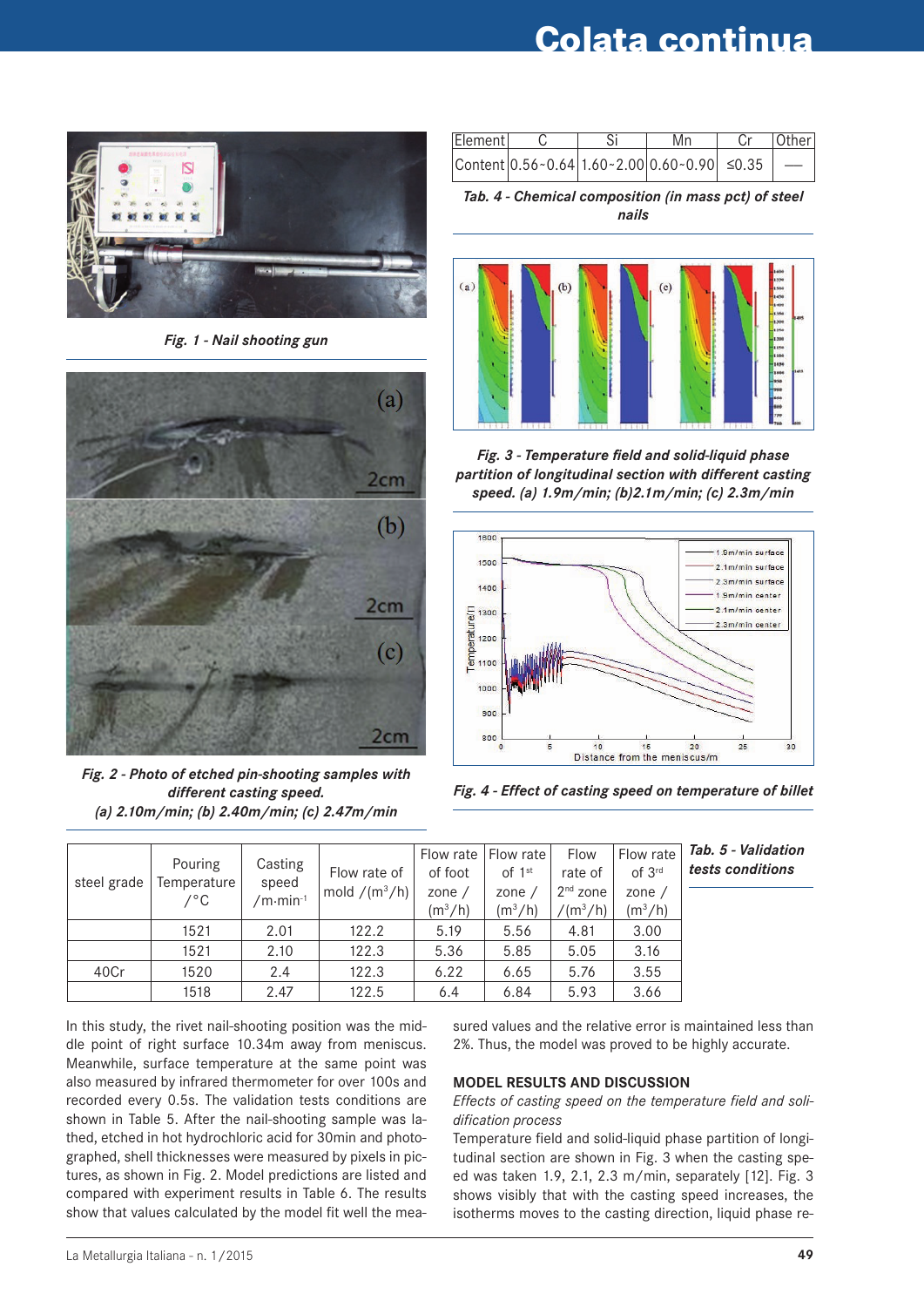*Fig. 1 - Nail shooting gun*

*Fig. 2 - Photo of etched pin-shooting samples with different casting speed. (a) 2.10m/min; (b) 2.40m/min; (c) 2.47m/min*

| Element | C | Si | Mn | Cr | Other |
|---|---|---|---|---|---|
| Content | 0.56~0.64 | 1.60~2.00 | 0.60~0.90 | ≤0.35 | — |

*Tab. 4 - Chemical composition (in mass pct) of steel nails*

*Fig. 3 - Temperature field and solid-liquid phase partition of longitudinal section with different casting speed. (a) 1.9m/min; (b)2.1m/min; (c) 2.3m/min*

*Fig. 4 - Effect of casting speed on temperature of billet*

*Tab. 5 - Validation tests conditions*

| steel grade | Pouring Temperature /°C | Casting speed /m·min$^{-1}$ | Flow rate of mold /(m$^3$/h) | Flow rate of foot zone / (m$^3$/h) | Flow rate of 1$^{st}$ zone / (m$^3$/h) | Flow rate of 2$^{nd}$ zone /(m$^3$/h) | Flow rate of 3$^{rd}$ zone / (m$^3$/h) |
|---|---|---|---|---|---|---|---|
| | 1521 | 2.01 | 122.2 | 5.19 | 5.56 | 4.81 | 3.00 |
| | 1521 | 2.10 | 122.3 | 5.36 | 5.85 | 5.05 | 3.16 |
| 40Cr | 1520 | 2.4 | 122.3 | 6.22 | 6.65 | 5.76 | 3.55 |
| | 1518 | 2.47 | 122.5 | 6.4 | 6.84 | 5.93 | 3.66 |

In this study, the rivet nail-shooting position was the middle point of right surface 10.34m away from meniscus. Meanwhile, surface temperature at the same point was also measured by infrared thermometer for over 100s and recorded every 0.5s. The validation tests conditions are shown in Table 5. After the nail-shooting sample was lathed, etched in hot hydrochloric acid for 30min and photographed, shell thicknesses were measured by pixels in pictures, as shown in Fig. 2. Model predictions are listed and compared with experiment results in Table 6. The results show that values calculated by the model fit well the measured values and the relative error is maintained less than 2%. Thus, the model was proved to be highly accurate.

## MODEL RESULTS AND DISCUSSION

*Effects of casting speed on the temperature field and solidification process*

Temperature field and solid-liquid phase partition of longitudinal section are shown in Fig. 3 when the casting speed was taken 1.9, 2.1, 2.3 m/min, separately [12]. Fig. 3 shows visibly that with the casting speed increases, the isotherms moves to the casting direction, liquid phase re-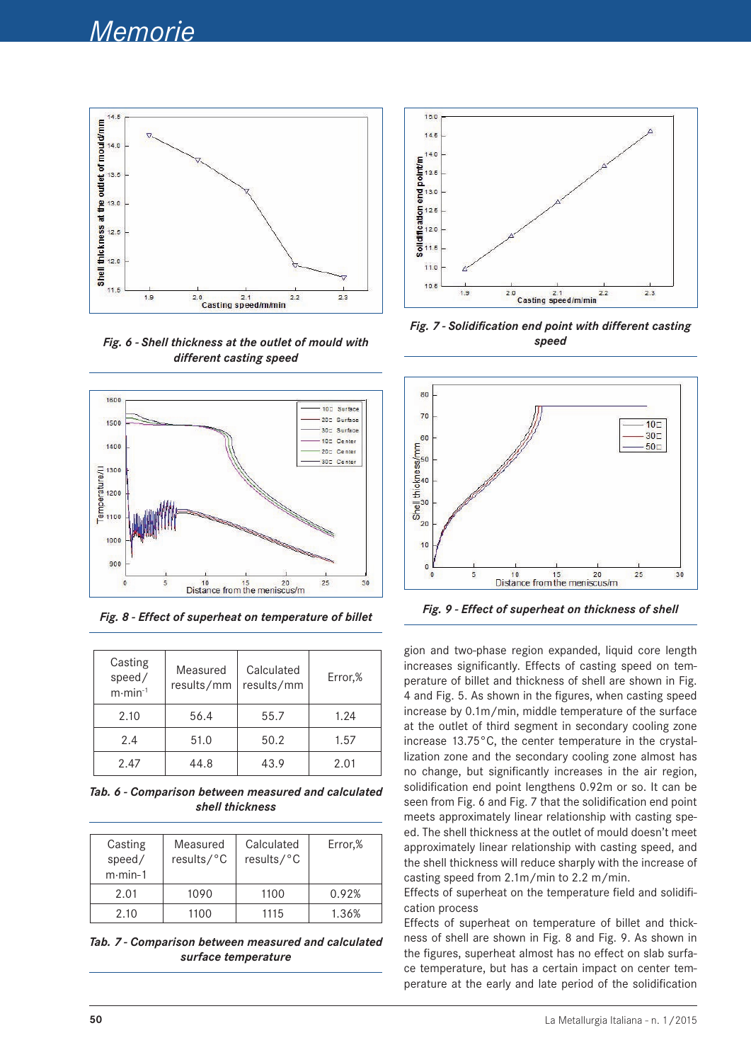Fig. 6 - Shell thickness at the outlet of mould with different casting speed

Fig. 7 - Solidification end point with different casting speed

Fig. 8 - Effect of superheat on temperature of billet

Fig. 9 - Effect of superheat on thickness of shell

| Casting speed/ $m \cdot min^{-1}$ | Measured results/mm | Calculated results/mm | Error,% |
|---|---|---|---|
| 2.10 | 56.4 | 55.7 | 1.24 |
| 2.4 | 51.0 | 50.2 | 1.57 |
| 2.47 | 44.8 | 43.9 | 2.01 |

*Tab. 6 - Comparison between measured and calculated shell thickness*

| Casting speed/ m·min-1 | Measured results/°C | Calculated results/°C | Error,% |
|---|---|---|---|
| 2.01 | 1090 | 1100 | 0.92% |
| 2.10 | 1100 | 1115 | 1.36% |

*Tab. 7 - Comparison between measured and calculated surface temperature*

gion and two-phase region expanded, liquid core length increases significantly. Effects of casting speed on temperature of billet and thickness of shell are shown in Fig. 4 and Fig. 5. As shown in the figures, when casting speed increase by 0.1m/min, middle temperature of the surface at the outlet of third segment in secondary cooling zone increase 13.75°C, the center temperature in the crystallization zone and the secondary cooling zone almost has no change, but significantly increases in the air region, solidification end point lengthens 0.92m or so. It can be seen from Fig. 6 and Fig. 7 that the solidification end point meets approximately linear relationship with casting speed. The shell thickness at the outlet of mould doesn't meet approximately linear relationship with casting speed, and the shell thickness will reduce sharply with the increase of casting speed from 2.1m/min to 2.2 m/min.

Effects of superheat on the temperature field and solidification process

Effects of superheat on temperature of billet and thickness of shell are shown in Fig. 8 and Fig. 9. As shown in the figures, superheat almost has no effect on slab surface temperature, but has a certain impact on center temperature at the early and late period of the solidification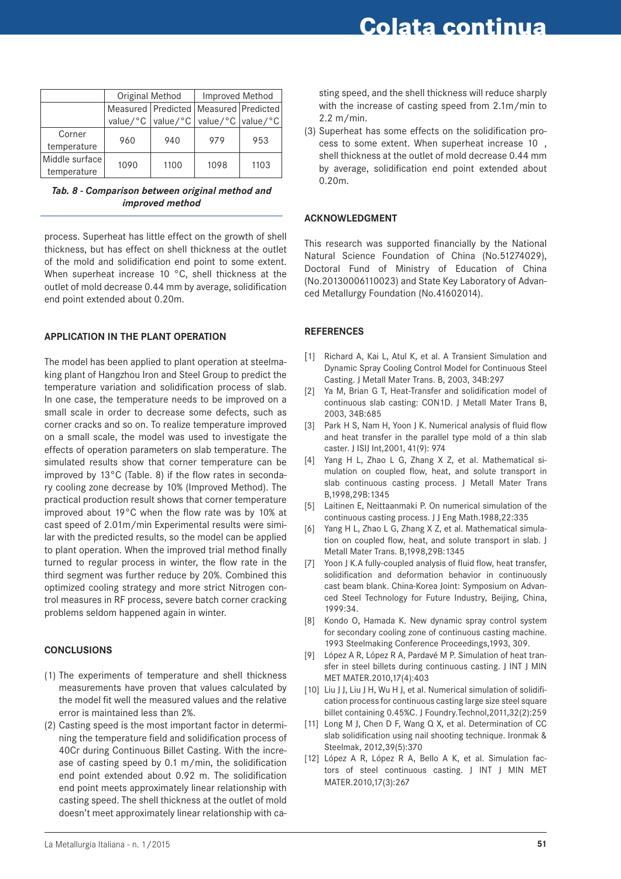|  | Original Method |  | Improved Method |  |
|---|---|---|---|---|
|  | Measured value/°C | Predicted value/°C | Measured value/°C | Predicted value/°C |
| Corner temperature | 960 | 940 | 979 | 953 |
| Middle surface temperature | 1090 | 1100 | 1098 | 1103 |

***Tab. 8 - Comparison between original method and improved method***

process. Superheat has little effect on the growth of shell thickness, but has effect on shell thickness at the outlet of the mold and solidification end point to some extent. When superheat increase 10 °C, shell thickness at the outlet of mold decrease 0.44 mm by average, solidification end point extended about 0.20m.

## APPLICATION IN THE PLANT OPERATION

The model has been applied to plant operation at steelmaking plant of Hangzhou Iron and Steel Group to predict the temperature variation and solidification process of slab. In one case, the temperature needs to be improved on a small scale in order to decrease some defects, such as corner cracks and so on. To realize temperature improved on a small scale, the model was used to investigate the effects of operation parameters on slab temperature. The simulated results show that corner temperature can be improved by 13°C (Table. 8) if the flow rates in secondary cooling zone decrease by 10% (Improved Method). The practical production result shows that corner temperature improved about 19°C when the flow rate was by 10% at cast speed of 2.01m/min Experimental results were similar with the predicted results, so the model can be applied to plant operation. When the improved trial method finally turned to regular process in winter, the flow rate in the third segment was further reduce by 20%. Combined this optimized cooling strategy and more strict Nitrogen control measures in RF process, severe batch corner cracking problems seldom happened again in winter.

## CONCLUSIONS

(1) The experiments of temperature and shell thickness measurements have proven that values calculated by the model fit well the measured values and the relative error is maintained less than 2%.

(2) Casting speed is the most important factor in determining the temperature field and solidification process of 40Cr during Continuous Billet Casting. With the increase of casting speed by 0.1 m/min, the solidification end point extended about 0.92 m. The solidification end point meets approximately linear relationship with casting speed. The shell thickness at the outlet of mold doesn't meet approximately linear relationship with casting speed, and the shell thickness will reduce sharply with the increase of casting speed from 2.1m/min to 2.2 m/min.

(3) Superheat has some effects on the solidification process to some extent. When superheat increase 10 , shell thickness at the outlet of mold decrease 0.44 mm by average, solidification end point extended about 0.20m.

## ACKNOWLEDGMENT

This research was supported financially by the National Natural Science Foundation of China (No.51274029), Doctoral Fund of Ministry of Education of China (No.20130006110023) and State Key Laboratory of Advanced Metallurgy Foundation (No.41602014).

## REFERENCES

[1] Richard A, Kai L, Atul K, et al. A Transient Simulation and Dynamic Spray Cooling Control Model for Continuous Steel Casting. J Metall Mater Trans. B, 2003, 34B:297

[2] Ya M, Brian G T, Heat-Transfer and solidification model of continuous slab casting: CON1D. J Metall Mater Trans B, 2003, 34B:685

[3] Park H S, Nam H, Yoon J K. Numerical analysis of fluid flow and heat transfer in the parallel type mold of a thin slab caster. J ISIJ Int,2001, 41(9): 974

[4] Yang H L, Zhao L G, Zhang X Z, et al. Mathematical simulation on coupled flow, heat, and solute transport in slab continuous casting process. J Metall Mater Trans B,1998,29B:1345

[5] Laitinen E, Neittaanmaki P. On numerical simulation of the continuous casting process. J J Eng Math.1988,22:335

[6] Yang H L, Zhao L G, Zhang X Z, et al. Mathematical simulation on coupled flow, heat, and solute transport in slab. J Metall Mater Trans. B,1998,29B:1345

[7] Yoon J K.A fully-coupled analysis of fluid flow, heat transfer, solidification and deformation behavior in continuously cast beam blank. China-Korea Joint: Symposium on Advanced Steel Technology for Future Industry, Beijing, China, 1999:34.

[8] Kondo O, Hamada K. New dynamic spray control system for secondary cooling zone of continuous casting machine. 1993 Steelmaking Conference Proceedings,1993, 309.

[9] López A R, López R A, Pardavé M P. Simulation of heat transfer in steel billets during continuous casting. J INT J MIN MET MATER.2010,17(4):403

[10] Liu J J, Liu J H, Wu H J, et al. Numerical simulation of solidification process for continuous casting large size steel square billet containing 0.45%C. J Foundry.Technol,2011,32(2):259

[11] Long M J, Chen D F, Wang Q X, et al. Determination of CC slab solidification using nail shooting technique. Ironmak & Steelmak, 2012,39(5):370

[12] López A R, López R A, Bello A K, et al. Simulation factors of steel continuous casting. J INT J MIN MET MATER.2010,17(3):267